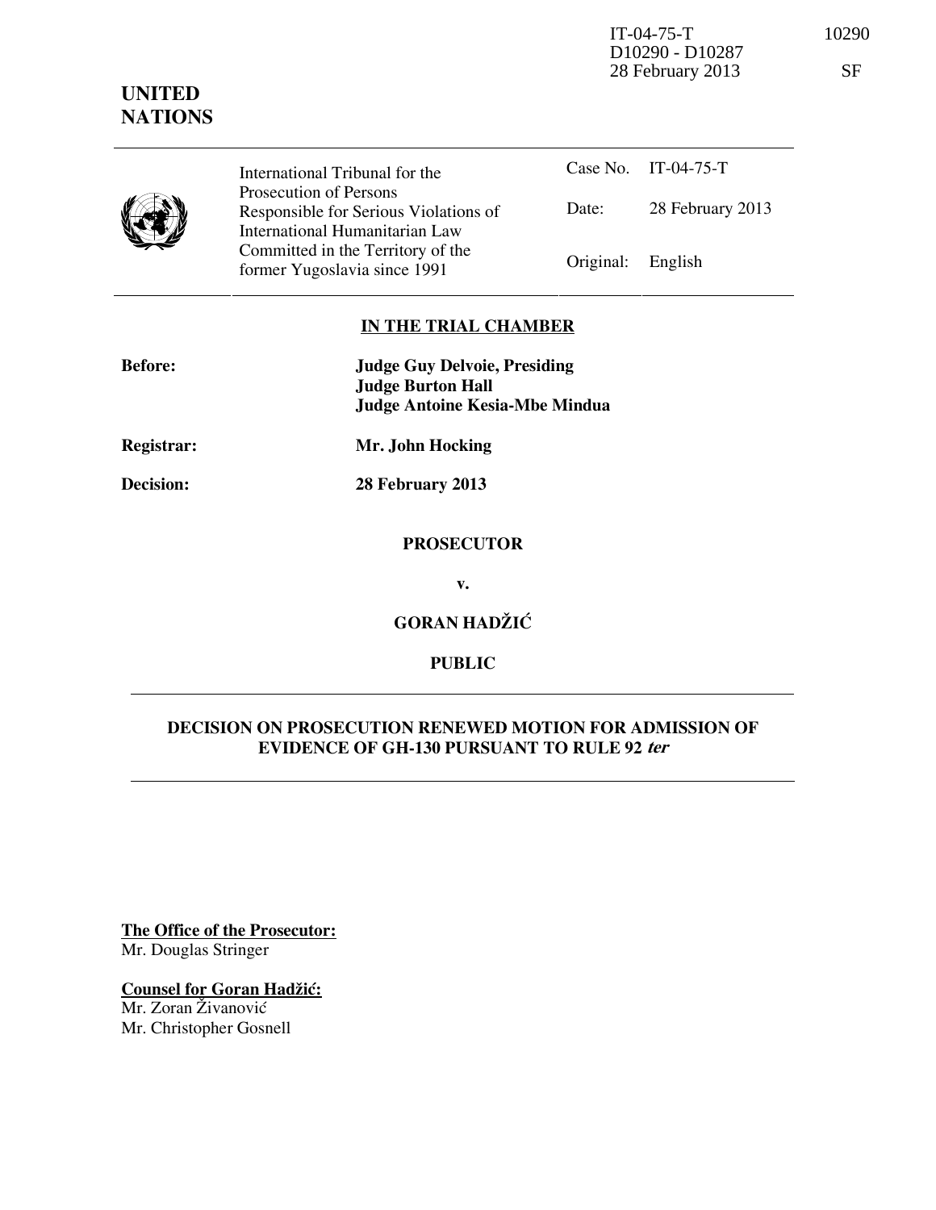IT-04-75-T 10290
D10290 - D10287
28 February 2013 SF

**UNITED NATIONS**

| International Tribunal for the Prosecution of Persons Responsible for Serious Violations of International Humanitarian Law Committed in the Territory of the former Yugoslavia since 1991 | Case No. | IT-04-75-T |
|---|---|---|
| | Date: | 28 February 2013 |
| | Original: | English |

**IN THE TRIAL CHAMBER**

**Before:** **Judge Guy Delvoie, Presiding**
**Judge Burton Hall**
**Judge Antoine Kesia-Mbe Mindua**

**Registrar:** **Mr. John Hocking**

**Decision:** **28 February 2013**

**PROSECUTOR**

**v.**

**GORAN HADŽIĆ**

**PUBLIC**

**DECISION ON PROSECUTION RENEWED MOTION FOR ADMISSION OF EVIDENCE OF GH-130 PURSUANT TO RULE 92 *ter***

**The Office of the Prosecutor:**
Mr. Douglas Stringer

**Counsel for Goran Hadžić:**
Mr. Zoran Živanović
Mr. Christopher Gosnell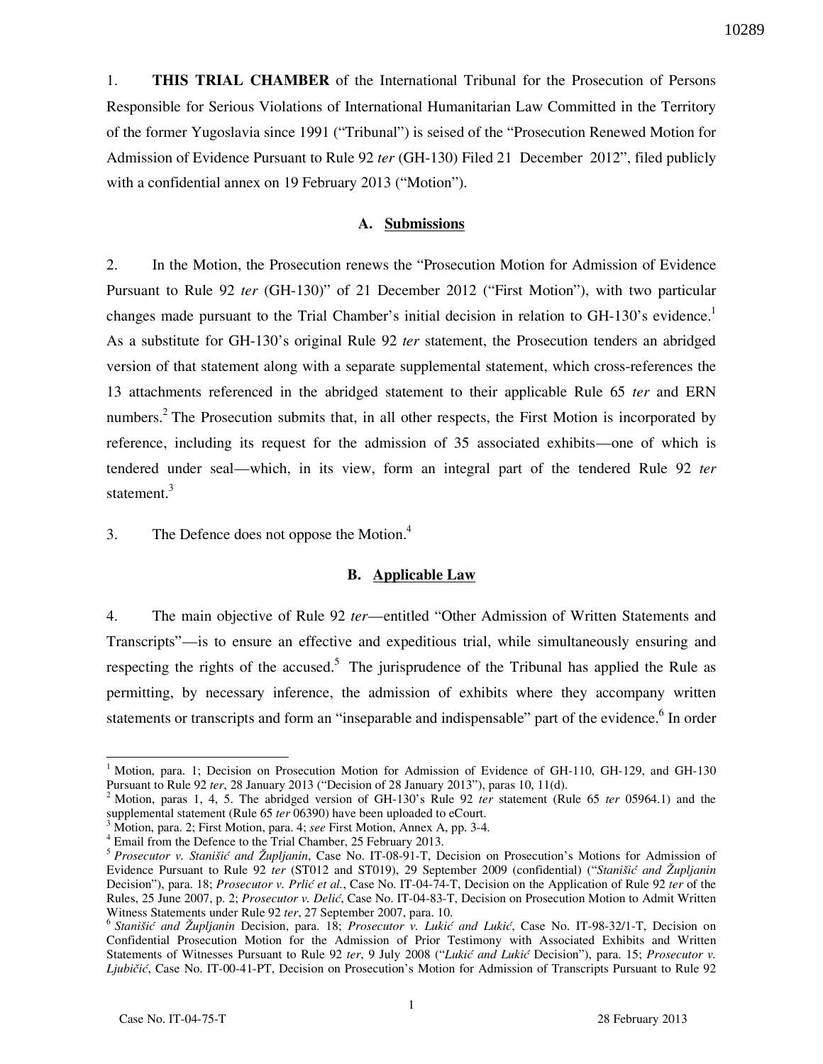1. **THIS TRIAL CHAMBER** of the International Tribunal for the Prosecution of Persons Responsible for Serious Violations of International Humanitarian Law Committed in the Territory of the former Yugoslavia since 1991 ("Tribunal") is seised of the "Prosecution Renewed Motion for Admission of Evidence Pursuant to Rule 92 *ter* (GH-130) Filed 21 December 2012", filed publicly with a confidential annex on 19 February 2013 ("Motion").

### A. Submissions

2. In the Motion, the Prosecution renews the "Prosecution Motion for Admission of Evidence Pursuant to Rule 92 *ter* (GH-130)" of 21 December 2012 ("First Motion"), with two particular changes made pursuant to the Trial Chamber's initial decision in relation to GH-130's evidence.[1] As a substitute for GH-130's original Rule 92 *ter* statement, the Prosecution tenders an abridged version of that statement along with a separate supplemental statement, which cross-references the 13 attachments referenced in the abridged statement to their applicable Rule 65 *ter* and ERN numbers.[2] The Prosecution submits that, in all other respects, the First Motion is incorporated by reference, including its request for the admission of 35 associated exhibits—one of which is tendered under seal—which, in its view, form an integral part of the tendered Rule 92 *ter* statement.[3]

3. The Defence does not oppose the Motion.[4]

### B. Applicable Law

4. The main objective of Rule 92 *ter*—entitled "Other Admission of Written Statements and Transcripts"—is to ensure an effective and expeditious trial, while simultaneously ensuring and respecting the rights of the accused.[5] The jurisprudence of the Tribunal has applied the Rule as permitting, by necessary inference, the admission of exhibits where they accompany written statements or transcripts and form an "inseparable and indispensable" part of the evidence.[6] In order

---

[1] Motion, para. 1; Decision on Prosecution Motion for Admission of Evidence of GH-110, GH-129, and GH-130 Pursuant to Rule 92 *ter*, 28 January 2013 ("Decision of 28 January 2013"), paras 10, 11(d).

[2] Motion, paras 1, 4, 5. The abridged version of GH-130's Rule 92 *ter* statement (Rule 65 *ter* 05964.1) and the supplemental statement (Rule 65 *ter* 06390) have been uploaded to eCourt.

[3] Motion, para. 2; First Motion, para. 4; *see* First Motion, Annex A, pp. 3-4.

[4] Email from the Defence to the Trial Chamber, 25 February 2013.

[5] *Prosecutor v. Stanišić and Župljanin*, Case No. IT-08-91-T, Decision on Prosecution's Motions for Admission of Evidence Pursuant to Rule 92 *ter* (ST012 and ST019), 29 September 2009 (confidential) ("*Stanišić and Župljanin* Decision"), para. 18; *Prosecutor v. Prlić et al.*, Case No. IT-04-74-T, Decision on the Application of Rule 92 *ter* of the Rules, 25 June 2007, p. 2; *Prosecutor v. Delić*, Case No. IT-04-83-T, Decision on Prosecution Motion to Admit Written Witness Statements under Rule 92 *ter*, 27 September 2007, para. 10.

[6] *Stanišić and Župljanin* Decision, para. 18; *Prosecutor v. Lukić and Lukić*, Case No. IT-98-32/1-T, Decision on Confidential Prosecution Motion for the Admission of Prior Testimony with Associated Exhibits and Written Statements of Witnesses Pursuant to Rule 92 *ter*, 9 July 2008 ("*Lukić and Lukić* Decision"), para. 15; *Prosecutor v. Ljubičić*, Case No. IT-00-41-PT, Decision on Prosecution's Motion for Admission of Transcripts Pursuant to Rule 92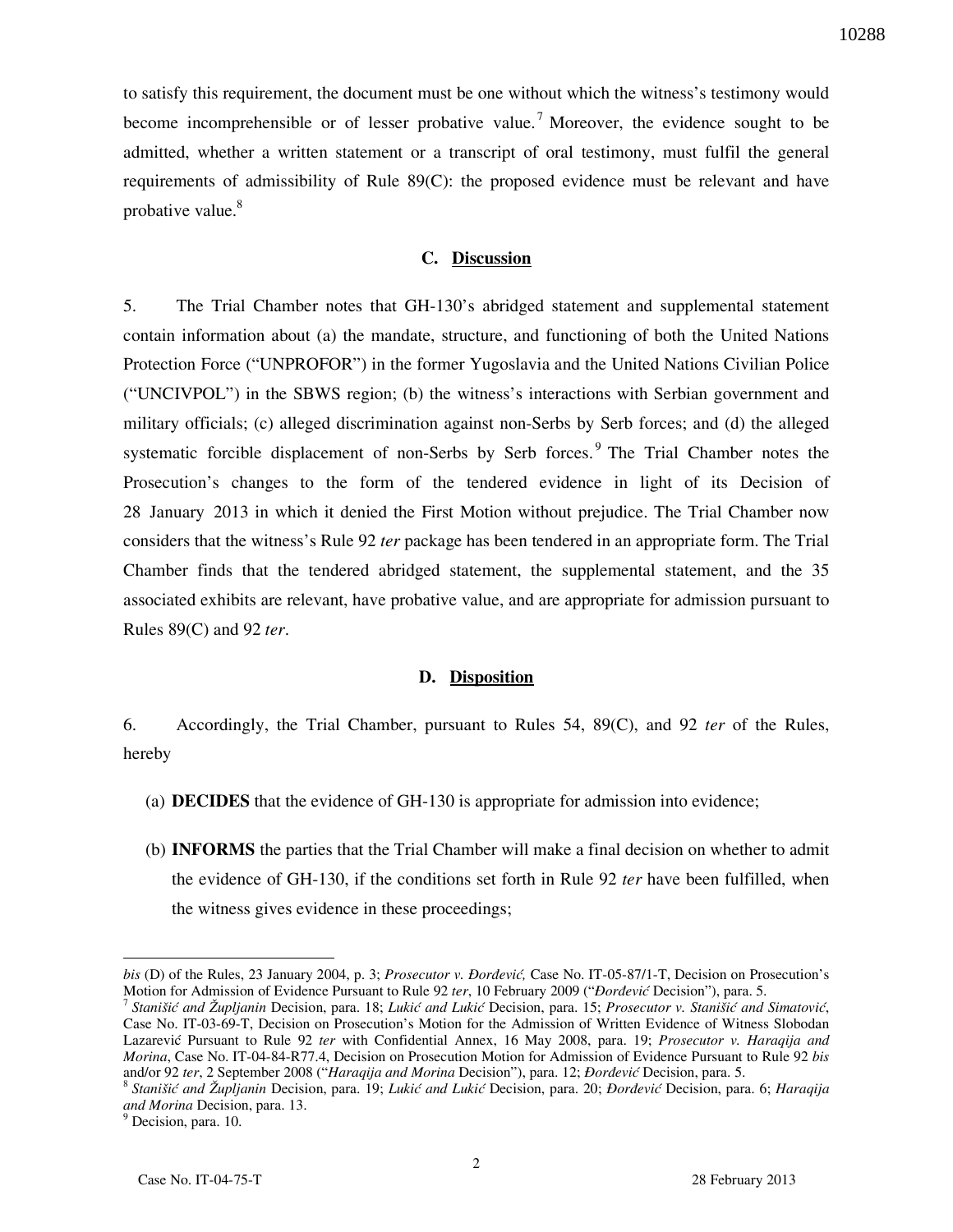to satisfy this requirement, the document must be one without which the witness's testimony would become incomprehensible or of lesser probative value.[7] Moreover, the evidence sought to be admitted, whether a written statement or a transcript of oral testimony, must fulfil the general requirements of admissibility of Rule 89(C): the proposed evidence must be relevant and have probative value.[8]

### C. Discussion

5. The Trial Chamber notes that GH-130's abridged statement and supplemental statement contain information about (a) the mandate, structure, and functioning of both the United Nations Protection Force ("UNPROFOR") in the former Yugoslavia and the United Nations Civilian Police ("UNCIVPOL") in the SBWS region; (b) the witness's interactions with Serbian government and military officials; (c) alleged discrimination against non-Serbs by Serb forces; and (d) the alleged systematic forcible displacement of non-Serbs by Serb forces.[9] The Trial Chamber notes the Prosecution's changes to the form of the tendered evidence in light of its Decision of 28 January 2013 in which it denied the First Motion without prejudice. The Trial Chamber now considers that the witness's Rule 92 *ter* package has been tendered in an appropriate form. The Trial Chamber finds that the tendered abridged statement, the supplemental statement, and the 35 associated exhibits are relevant, have probative value, and are appropriate for admission pursuant to Rules 89(C) and 92 *ter*.

### D. Disposition

6. Accordingly, the Trial Chamber, pursuant to Rules 54, 89(C), and 92 *ter* of the Rules, hereby

(a) **DECIDES** that the evidence of GH-130 is appropriate for admission into evidence;

(b) **INFORMS** the parties that the Trial Chamber will make a final decision on whether to admit the evidence of GH-130, if the conditions set forth in Rule 92 *ter* have been fulfilled, when the witness gives evidence in these proceedings;

---

*bis* (D) of the Rules, 23 January 2004, p. 3; *Prosecutor v. Đorđević,* Case No. IT-05-87/1-T, Decision on Prosecution's Motion for Admission of Evidence Pursuant to Rule 92 *ter*, 10 February 2009 ("*Đorđević* Decision"), para. 5.

[7] *Stanišić and Župljanin* Decision, para. 18; *Lukić and Lukić* Decision, para. 15; *Prosecutor v. Stanišić and Simatović*, Case No. IT-03-69-T, Decision on Prosecution's Motion for the Admission of Written Evidence of Witness Slobodan Lazarević Pursuant to Rule 92 *ter* with Confidential Annex, 16 May 2008, para. 19; *Prosecutor v. Haraqija and Morina*, Case No. IT-04-84-R77.4, Decision on Prosecution Motion for Admission of Evidence Pursuant to Rule 92 *bis* and/or 92 *ter*, 2 September 2008 ("*Haraqija and Morina* Decision"), para. 12; *Đorđević* Decision, para. 5.

[8] *Stanišić and Župljanin* Decision, para. 19; *Lukić and Lukić* Decision, para. 20; *Đorđević* Decision, para. 6; *Haraqija and Morina* Decision, para. 13.

[9] Decision, para. 10.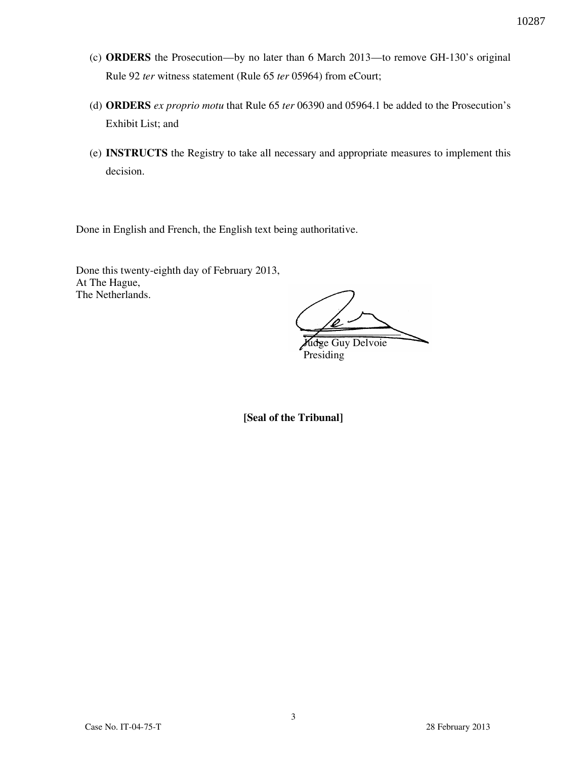(c) **ORDERS** the Prosecution—by no later than 6 March 2013—to remove GH-130's original Rule 92 *ter* witness statement (Rule 65 *ter* 05964) from eCourt;

(d) **ORDERS** *ex proprio motu* that Rule 65 *ter* 06390 and 05964.1 be added to the Prosecution's Exhibit List; and

(e) **INSTRUCTS** the Registry to take all necessary and appropriate measures to implement this decision.

Done in English and French, the English text being authoritative.

Done this twenty-eighth day of February 2013,
At The Hague,
The Netherlands.

Judge Guy Delvoie
Presiding

**[Seal of the Tribunal]**